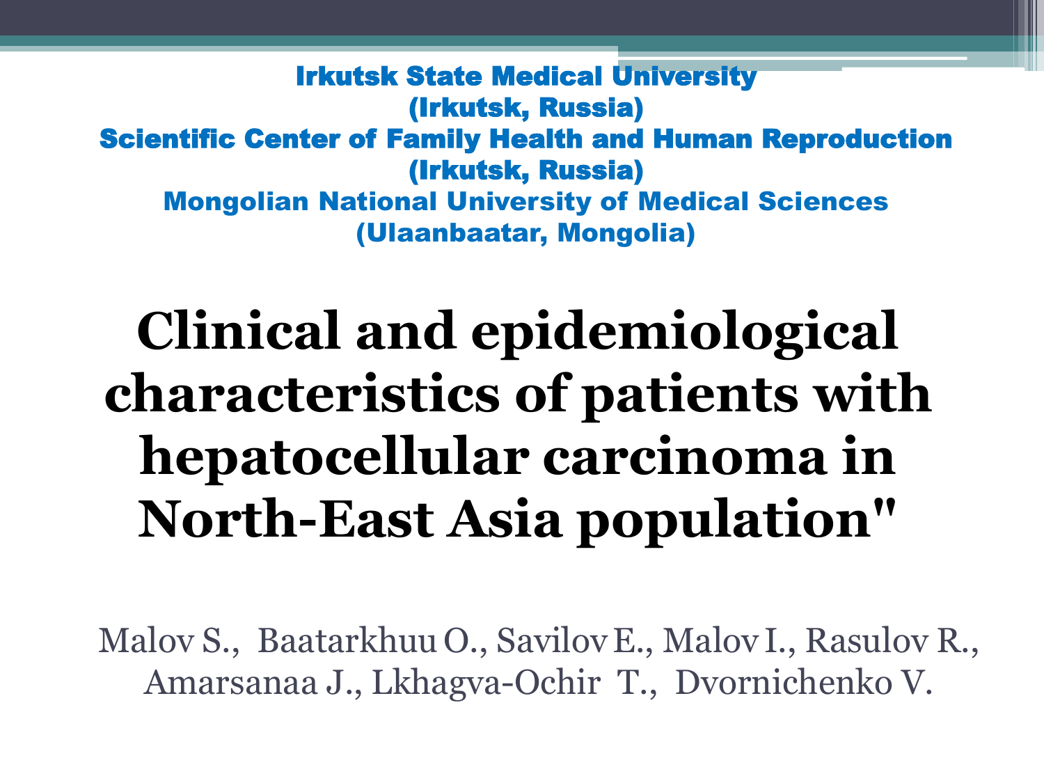**Irkutsk State Medical University**
**(Irkutsk, Russia)**
**Scientific Center of Family Health and Human Reproduction**
**(Irkutsk, Russia)**
**Mongolian National University of Medical Sciences**
**(Ulaanbaatar, Mongolia)**

# Clinical and epidemiological characteristics of patients with hepatocellular carcinoma in North-East Asia population"

Malov S., Baatarkhuu O., Savilov E., Malov I., Rasulov R., Amarsanaa J., Lkhagva-Ochir T., Dvornichenko V.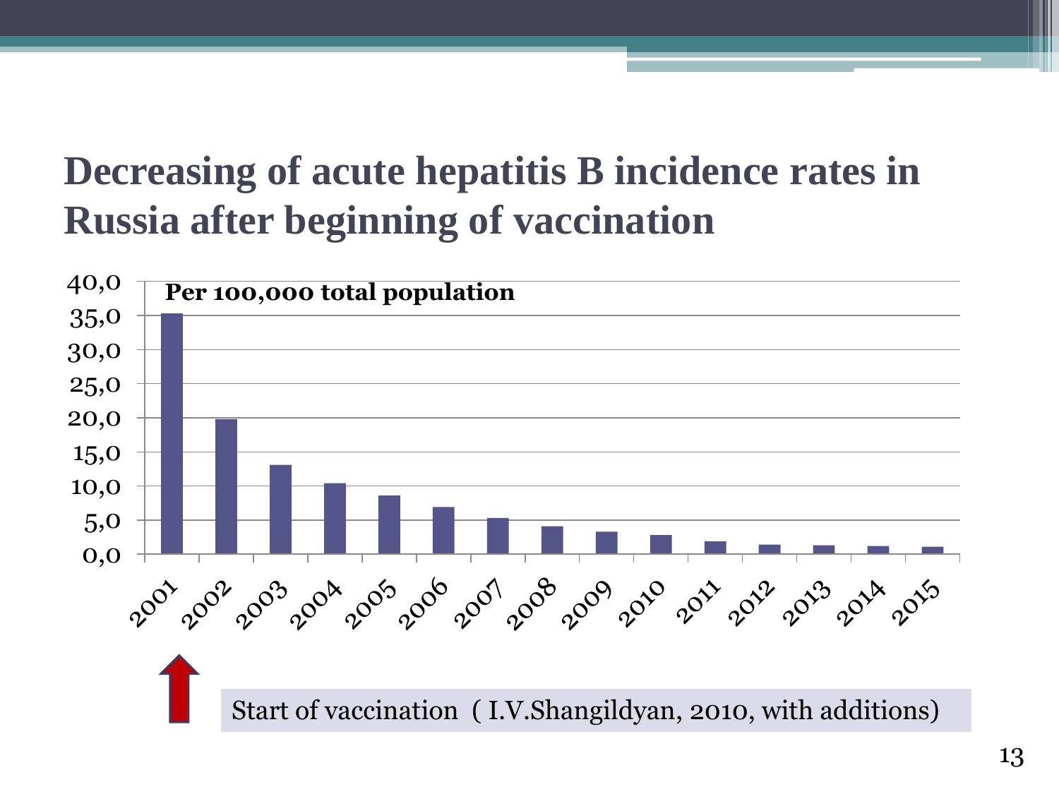# Decreasing of acute hepatitis B incidence rates in Russia after beginning of vaccination

Per 100,000 total population

40,0
35,0
30,0
25,0
20,0
15,0
10,0
5,0
0,0

2001 2002 2003 2004 2005 2006 2007 2008 2009 2010 2011 2012 2013 2014 2015

Start of vaccination ( I.V.Shangildyan, 2010, with additions)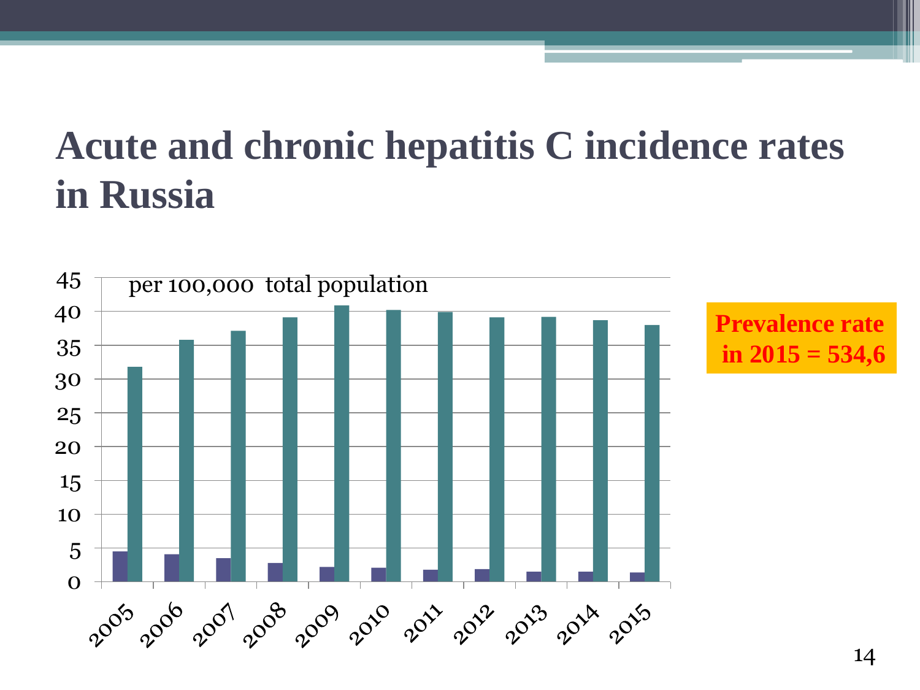# Acute and chronic hepatitis C incidence rates in Russia

per 100,000 total population

| Year | Acute hepatitis C | Chronic hepatitis C |
|---|---|---|
| 2005 | 4.5 | 31.8 |
| 2006 | 4.1 | 35.8 |
| 2007 | 3.5 | 37.1 |
| 2008 | 2.8 | 39.1 |
| 2009 | 2.2 | 40.9 |
| 2010 | 2.1 | 40.2 |
| 2011 | 1.8 | 39.9 |
| 2012 | 1.9 | 39.1 |
| 2013 | 1.5 | 39.2 |
| 2014 | 1.5 | 38.7 |
| 2015 | 1.4 | 38.0 |

**Prevalence rate in 2015 = 534,6**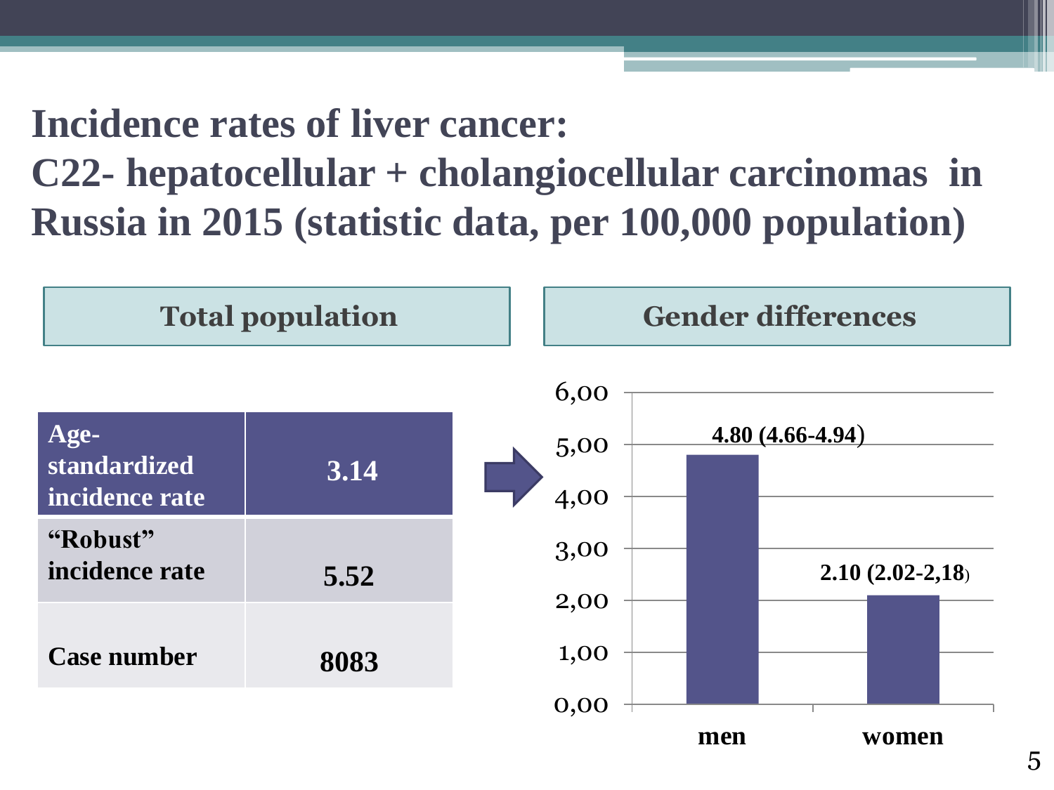# Incidence rates of liver cancer: C22- hepatocellular + cholangiocellular carcinomas in Russia in 2015 (statistic data, per 100,000 population)

## Total population

| Age-standardized incidence rate | 3.14 |
|---|---|
| "Robust" incidence rate | 5.52 |
| Case number | 8083 |

## Gender differences

| | Incidence rate |
|---|---|
| men | 4.80 (4.66-4.94) |
| women | 2.10 (2.02-2,18) |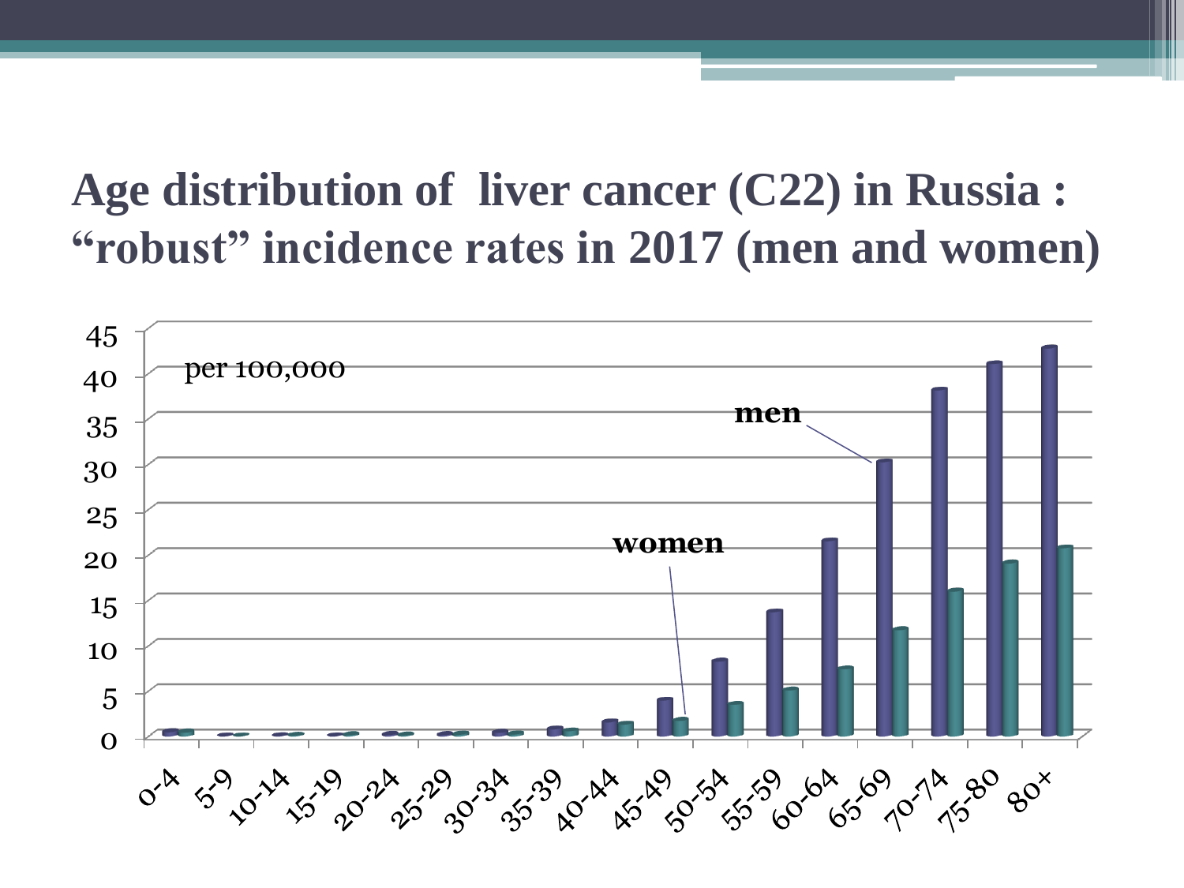# Age distribution of liver cancer (C22) in Russia : "robust" incidence rates in 2017 (men and women)

per 100,000

men

women

0-4, 5-9, 10-14, 15-19, 20-24, 25-29, 30-34, 35-39, 40-44, 45-49, 50-54, 55-59, 60-64, 65-69, 70-74, 75-80, 80+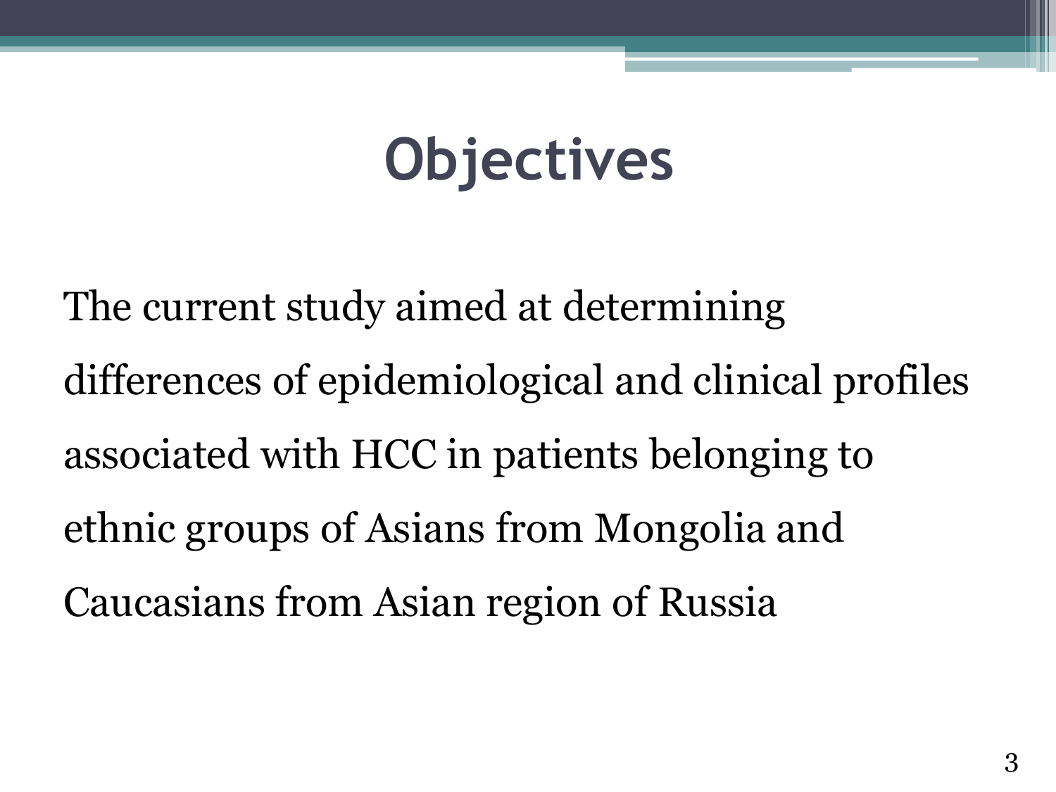# Objectives

The current study aimed at determining differences of epidemiological and clinical profiles associated with HCC in patients belonging to ethnic groups of Asians from Mongolia and Caucasians from Asian region of Russia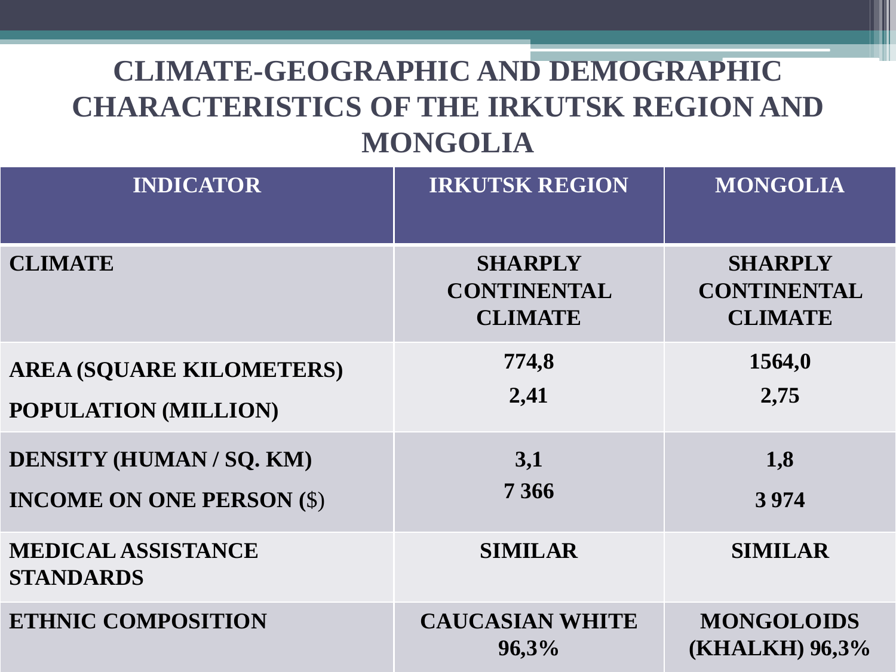# CLIMATE-GEOGRAPHIC AND DEMOGRAPHIC CHARACTERISTICS OF THE IRKUTSK REGION AND MONGOLIA

| INDICATOR | IRKUTSK REGION | MONGOLIA |
|---|---|---|
| **CLIMATE** | **SHARPLY CONTINENTAL CLIMATE** | **SHARPLY CONTINENTAL CLIMATE** |
| **AREA (SQUARE KILOMETERS)** | **774,8** | **1564,0** |
| **POPULATION (MILLION)** | **2,41** | **2,75** |
| **DENSITY (HUMAN / SQ. KM)** | **3,1** | **1,8** |
| **INCOME ON ONE PERSON ($)** | **7 366** | **3 974** |
| **MEDICAL ASSISTANCE STANDARDS** | **SIMILAR** | **SIMILAR** |
| **ETHNIC COMPOSITION** | **CAUCASIAN WHITE 96,3%** | **MONGOLOIDS (KHALKH) 96,3%** |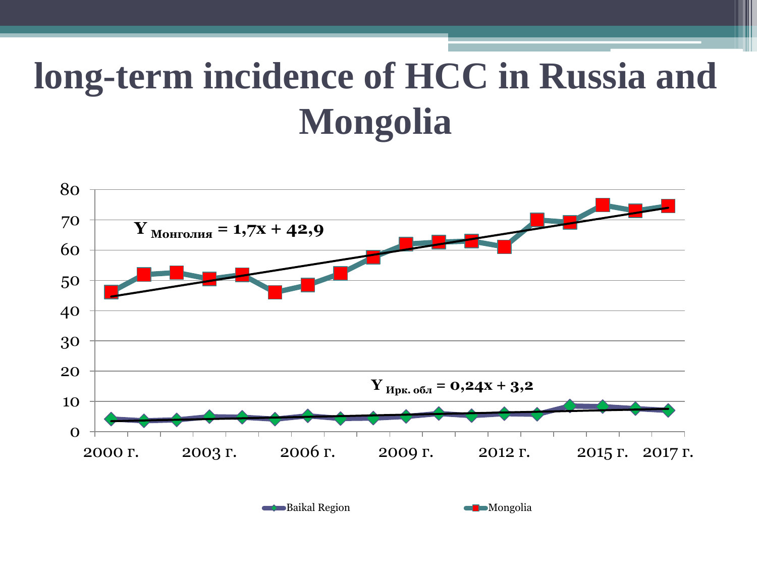# long-term incidence of HCC in Russia and Mongolia

$Y_{Монголия} = 1{,}7x + 42{,}9$

$Y_{Ирк.\ обл} = 0{,}24x + 3{,}2$

80
70
60
50
40
30
20
10
0

2000 г. 2003 г. 2006 г. 2009 г. 2012 г. 2015 г. 2017 г.

Baikal Region Mongolia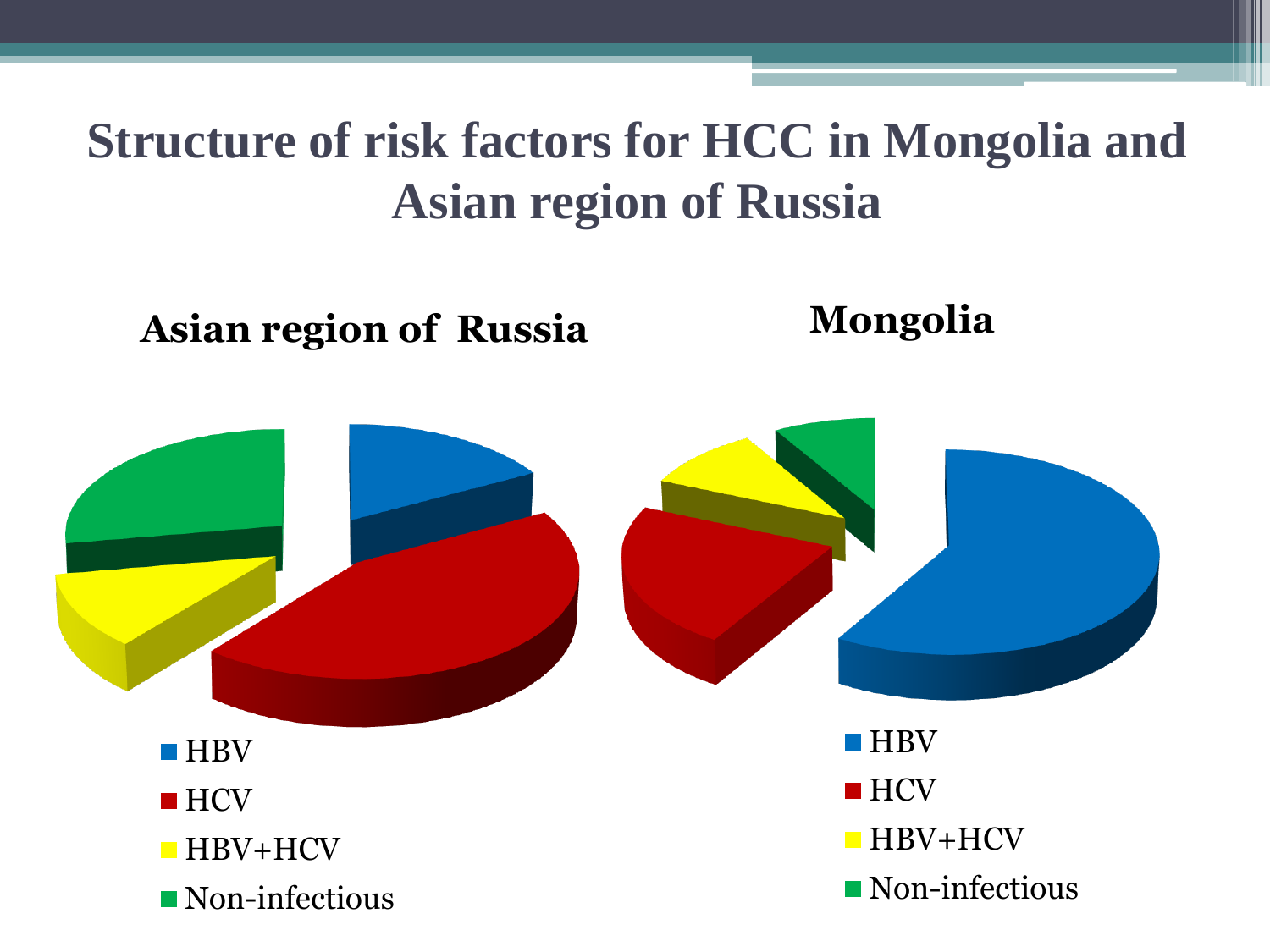# Structure of risk factors for HCC in Mongolia and Asian region of Russia

### Asian region of Russia

- HBV
- HCV
- HBV+HCV
- Non-infectious

### Mongolia

- HBV
- HCV
- HBV+HCV
- Non-infectious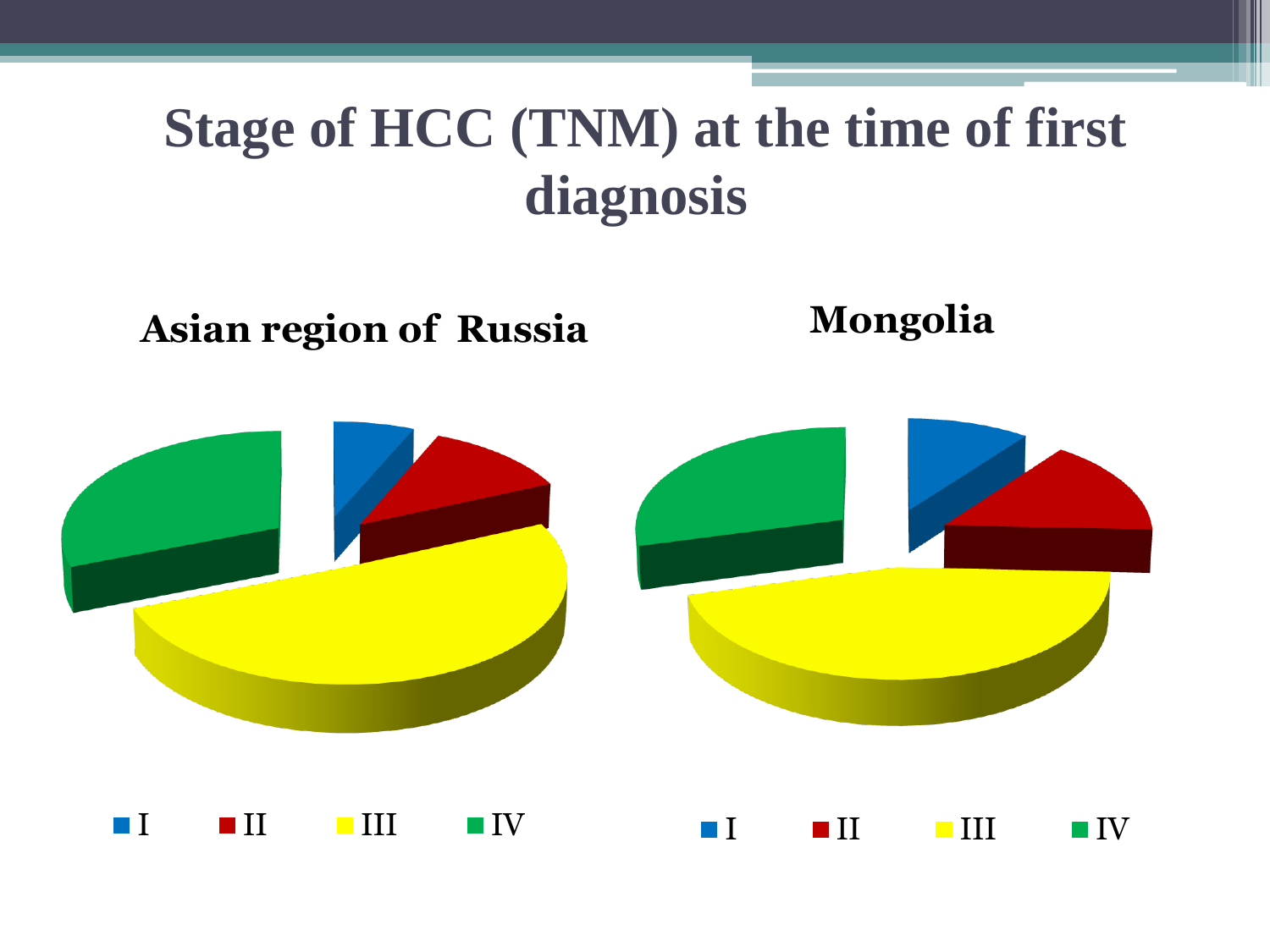# Stage of HCC (TNM) at the time of first diagnosis

**Asian region of Russia**

■ I ■ II ■ III ■ IV

**Mongolia**

■ I ■ II ■ III ■ IV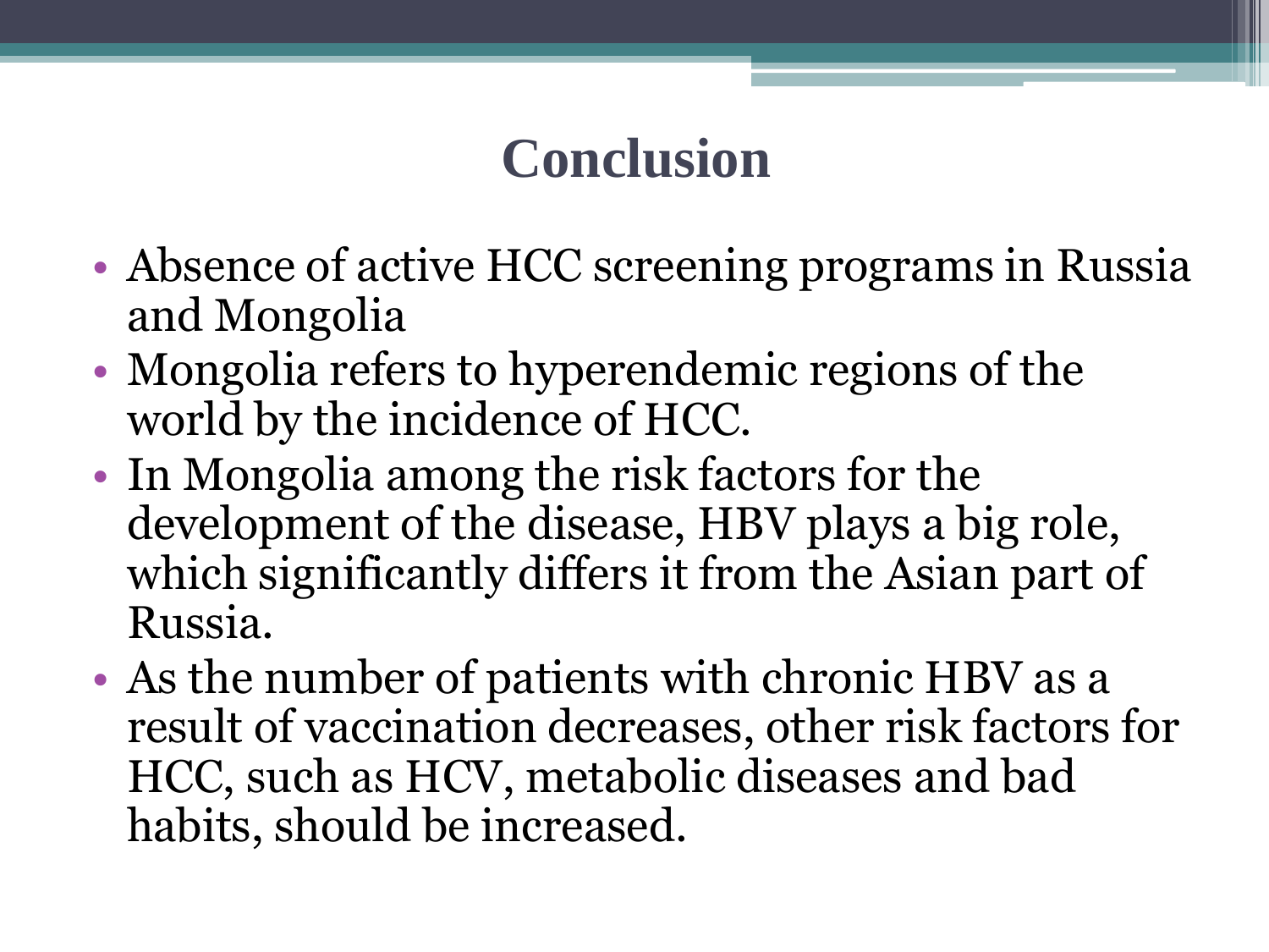# Conclusion

- Absence of active HCC screening programs in Russia and Mongolia
- Mongolia refers to hyperendemic regions of the world by the incidence of HCC.
- In Mongolia among the risk factors for the development of the disease, HBV plays a big role, which significantly differs it from the Asian part of Russia.
- As the number of patients with chronic HBV as a result of vaccination decreases, other risk factors for HCC, such as HCV, metabolic diseases and bad habits, should be increased.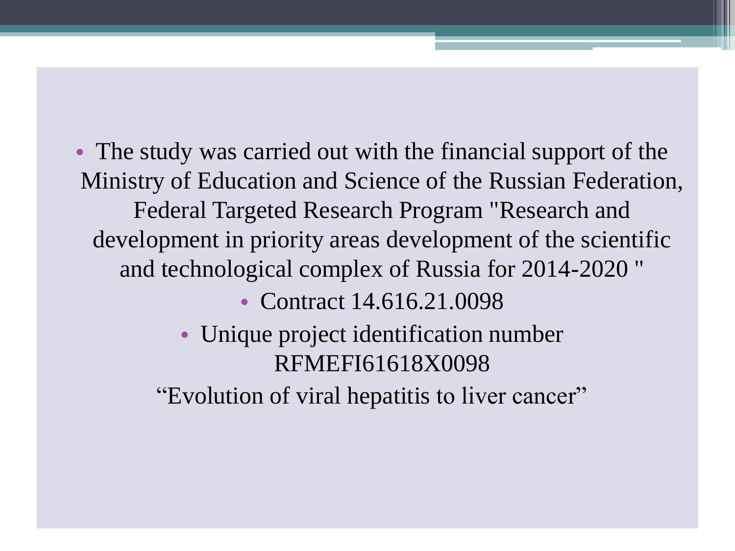- The study was carried out with the financial support of the Ministry of Education and Science of the Russian Federation, Federal Targeted Research Program "Research and development in priority areas development of the scientific and technological complex of Russia for 2014-2020 "
  - Contract 14.616.21.0098
  - Unique project identification number RFMEFI61618X0098

"Evolution of viral hepatitis to liver cancer"